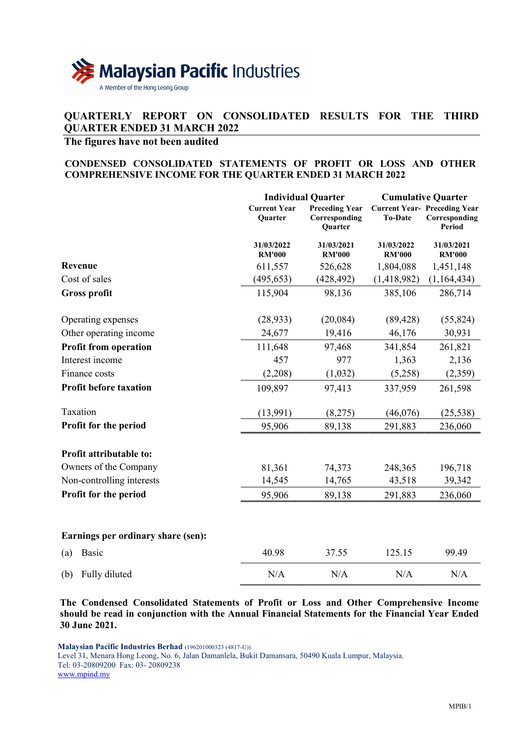Malaysian Pacific Industries

A Member of the Hong Leong Group

# QUARTERLY REPORT ON CONSOLIDATED RESULTS FOR THE THIRD QUARTER ENDED 31 MARCH 2022

**The figures have not been audited**

## CONDENSED CONSOLIDATED STATEMENTS OF PROFIT OR LOSS AND OTHER COMPREHENSIVE INCOME FOR THE QUARTER ENDED 31 MARCH 2022

| | **Individual Quarter** | | **Cumulative Quarter** | |
|---|---|---|---|---|
| | **Current Year Quarter** | **Preceding Year Corresponding Quarter** | **Current Year-To-Date** | **Preceding Year Corresponding Period** |
| | **31/03/2022 RM'000** | **31/03/2021 RM'000** | **31/03/2022 RM'000** | **31/03/2021 RM'000** |
| **Revenue** | 611,557 | 526,628 | 1,804,088 | 1,451,148 |
| Cost of sales | (495,653) | (428,492) | (1,418,982) | (1,164,434) |
| **Gross profit** | 115,904 | 98,136 | 385,106 | 286,714 |
| Operating expenses | (28,933) | (20,084) | (89,428) | (55,824) |
| Other operating income | 24,677 | 19,416 | 46,176 | 30,931 |
| **Profit from operation** | 111,648 | 97,468 | 341,854 | 261,821 |
| Interest income | 457 | 977 | 1,363 | 2,136 |
| Finance costs | (2,208) | (1,032) | (5,258) | (2,359) |
| **Profit before taxation** | 109,897 | 97,413 | 337,959 | 261,598 |
| Taxation | (13,991) | (8,275) | (46,076) | (25,538) |
| **Profit for the period** | 95,906 | 89,138 | 291,883 | 236,060 |
| **Profit attributable to:** | | | | |
| Owners of the Company | 81,361 | 74,373 | 248,365 | 196,718 |
| Non-controlling interests | 14,545 | 14,765 | 43,518 | 39,342 |
| **Profit for the period** | 95,906 | 89,138 | 291,883 | 236,060 |
| **Earnings per ordinary share (sen):** | | | | |
| (a) Basic | 40.98 | 37.55 | 125.15 | 99.49 |
| (b) Fully diluted | N/A | N/A | N/A | N/A |

**The Condensed Consolidated Statements of Profit or Loss and Other Comprehensive Income should be read in conjunction with the Annual Financial Statements for the Financial Year Ended 30 June 2021.**

**Malaysian Pacific Industries Berhad** (196201000323 (4817-U))
Level 31, Menara Hong Leong, No. 6, Jalan Damanlela, Bukit Damansara, 50490 Kuala Lumpur, Malaysia.
Tel: 03-20809200 Fax: 03- 20809238
www.mpind.my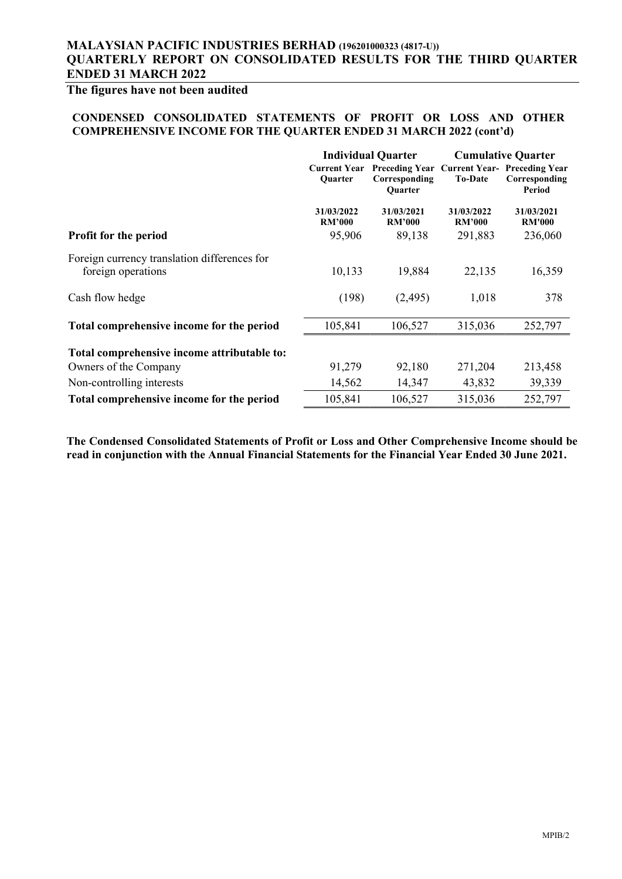# MALAYSIAN PACIFIC INDUSTRIES BERHAD (196201000323 (4817-U))
## QUARTERLY REPORT ON CONSOLIDATED RESULTS FOR THE THIRD QUARTER ENDED 31 MARCH 2022

**The figures have not been audited**

### CONDENSED CONSOLIDATED STATEMENTS OF PROFIT OR LOSS AND OTHER COMPREHENSIVE INCOME FOR THE QUARTER ENDED 31 MARCH 2022 (cont'd)

| | Individual Quarter | | Cumulative Quarter | |
|---|---|---|---|---|
| | Current Year Quarter | Preceding Year Corresponding Quarter | Current Year-To-Date | Preceding Year Corresponding Period |
| | 31/03/2022 RM'000 | 31/03/2021 RM'000 | 31/03/2022 RM'000 | 31/03/2021 RM'000 |
| **Profit for the period** | 95,906 | 89,138 | 291,883 | 236,060 |
| Foreign currency translation differences for foreign operations | 10,133 | 19,884 | 22,135 | 16,359 |
| Cash flow hedge | (198) | (2,495) | 1,018 | 378 |
| **Total comprehensive income for the period** | 105,841 | 106,527 | 315,036 | 252,797 |
| **Total comprehensive income attributable to:** | | | | |
| Owners of the Company | 91,279 | 92,180 | 271,204 | 213,458 |
| Non-controlling interests | 14,562 | 14,347 | 43,832 | 39,339 |
| **Total comprehensive income for the period** | 105,841 | 106,527 | 315,036 | 252,797 |

**The Condensed Consolidated Statements of Profit or Loss and Other Comprehensive Income should be read in conjunction with the Annual Financial Statements for the Financial Year Ended 30 June 2021.**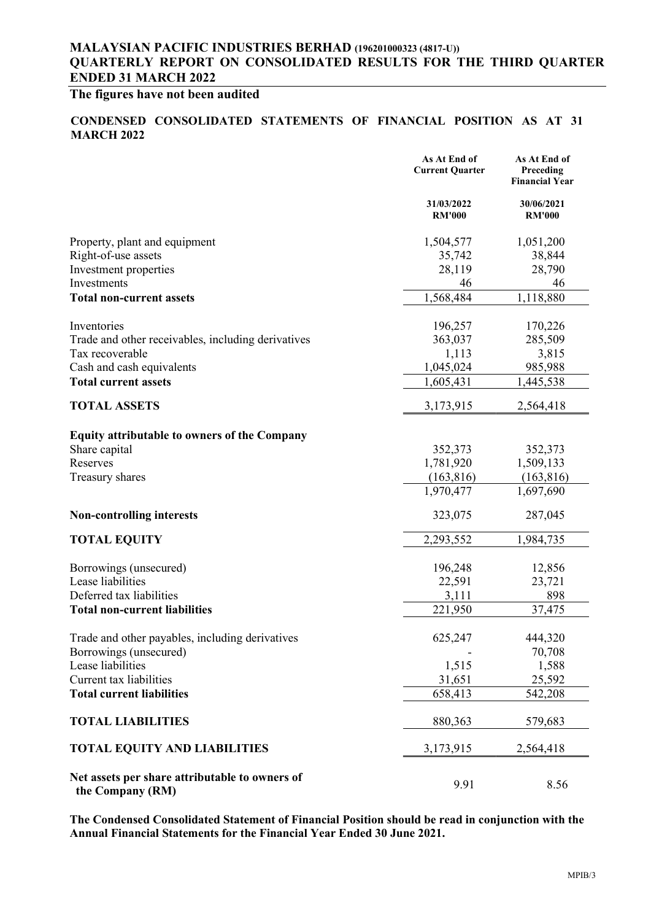# MALAYSIAN PACIFIC INDUSTRIES BERHAD (196201000323 (4817-U))
## QUARTERLY REPORT ON CONSOLIDATED RESULTS FOR THE THIRD QUARTER ENDED 31 MARCH 2022

**The figures have not been audited**

### CONDENSED CONSOLIDATED STATEMENTS OF FINANCIAL POSITION AS AT 31 MARCH 2022

| | As At End of Current Quarter | As At End of Preceding Financial Year |
|---|---|---|
| | 31/03/2022 RM'000 | 30/06/2021 RM'000 |
| Property, plant and equipment | 1,504,577 | 1,051,200 |
| Right-of-use assets | 35,742 | 38,844 |
| Investment properties | 28,119 | 28,790 |
| Investments | 46 | 46 |
| **Total non-current assets** | 1,568,484 | 1,118,880 |
| Inventories | 196,257 | 170,226 |
| Trade and other receivables, including derivatives | 363,037 | 285,509 |
| Tax recoverable | 1,113 | 3,815 |
| Cash and cash equivalents | 1,045,024 | 985,988 |
| **Total current assets** | 1,605,431 | 1,445,538 |
| **TOTAL ASSETS** | 3,173,915 | 2,564,418 |
| **Equity attributable to owners of the Company** | | |
| Share capital | 352,373 | 352,373 |
| Reserves | 1,781,920 | 1,509,133 |
| Treasury shares | (163,816) | (163,816) |
| | 1,970,477 | 1,697,690 |
| **Non-controlling interests** | 323,075 | 287,045 |
| **TOTAL EQUITY** | 2,293,552 | 1,984,735 |
| Borrowings (unsecured) | 196,248 | 12,856 |
| Lease liabilities | 22,591 | 23,721 |
| Deferred tax liabilities | 3,111 | 898 |
| **Total non-current liabilities** | 221,950 | 37,475 |
| Trade and other payables, including derivatives | 625,247 | 444,320 |
| Borrowings (unsecured) | - | 70,708 |
| Lease liabilities | 1,515 | 1,588 |
| Current tax liabilities | 31,651 | 25,592 |
| **Total current liabilities** | 658,413 | 542,208 |
| **TOTAL LIABILITIES** | 880,363 | 579,683 |
| **TOTAL EQUITY AND LIABILITIES** | 3,173,915 | 2,564,418 |
| **Net assets per share attributable to owners of the Company (RM)** | 9.91 | 8.56 |

**The Condensed Consolidated Statement of Financial Position should be read in conjunction with the Annual Financial Statements for the Financial Year Ended 30 June 2021.**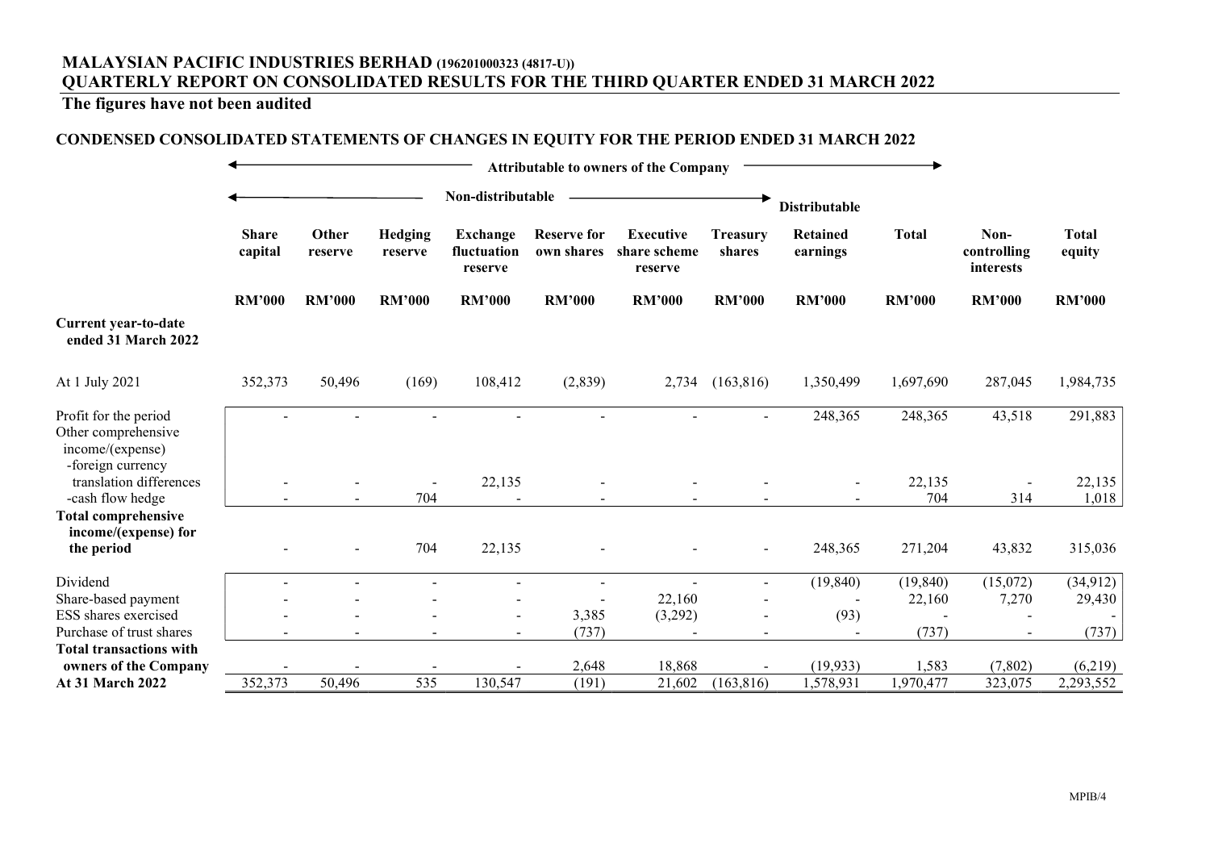# MALAYSIAN PACIFIC INDUSTRIES BERHAD (196201000323 (4817-U))
# QUARTERLY REPORT ON CONSOLIDATED RESULTS FOR THE THIRD QUARTER ENDED 31 MARCH 2022

**The figures have not been audited**

## CONDENSED CONSOLIDATED STATEMENTS OF CHANGES IN EQUITY FOR THE PERIOD ENDED 31 MARCH 2022

| | Attributable to owners of the Company | | | | | | | | | | |
|---|---|---|---|---|---|---|---|---|---|---|---|
| | Non-distributable | | | | | | | Distributable | | | |
| | **Share capital** | **Other reserve** | **Hedging reserve** | **Exchange fluctuation reserve** | **Reserve for own shares** | **Executive share scheme reserve** | **Treasury shares** | **Retained earnings** | **Total** | **Non-controlling interests** | **Total equity** |
| | **RM'000** | **RM'000** | **RM'000** | **RM'000** | **RM'000** | **RM'000** | **RM'000** | **RM'000** | **RM'000** | **RM'000** | **RM'000** |
| **Current year-to-date ended 31 March 2022** | | | | | | | | | | | |
| At 1 July 2021 | 352,373 | 50,496 | (169) | 108,412 | (2,839) | 2,734 | (163,816) | 1,350,499 | 1,697,690 | 287,045 | 1,984,735 |
| Profit for the period | - | - | - | - | - | - | - | 248,365 | 248,365 | 43,518 | 291,883 |
| Other comprehensive income/(expense) | | | | | | | | | | | |
| -foreign currency translation differences | - | - | - | 22,135 | - | - | - | - | 22,135 | - | 22,135 |
| -cash flow hedge | - | - | 704 | - | - | - | - | - | 704 | 314 | 1,018 |
| **Total comprehensive income/(expense) for the period** | - | - | 704 | 22,135 | - | - | - | 248,365 | 271,204 | 43,832 | 315,036 |
| Dividend | - | - | - | - | - | - | - | (19,840) | (19,840) | (15,072) | (34,912) |
| Share-based payment | - | - | - | - | - | 22,160 | - | - | 22,160 | 7,270 | 29,430 |
| ESS shares exercised | - | - | - | - | 3,385 | (3,292) | - | (93) | - | - | - |
| Purchase of trust shares | - | - | - | - | (737) | - | - | - | (737) | - | (737) |
| **Total transactions with owners of the Company** | - | - | - | - | 2,648 | 18,868 | - | (19,933) | 1,583 | (7,802) | (6,219) |
| **At 31 March 2022** | 352,373 | 50,496 | 535 | 130,547 | (191) | 21,602 | (163,816) | 1,578,931 | 1,970,477 | 323,075 | 2,293,552 |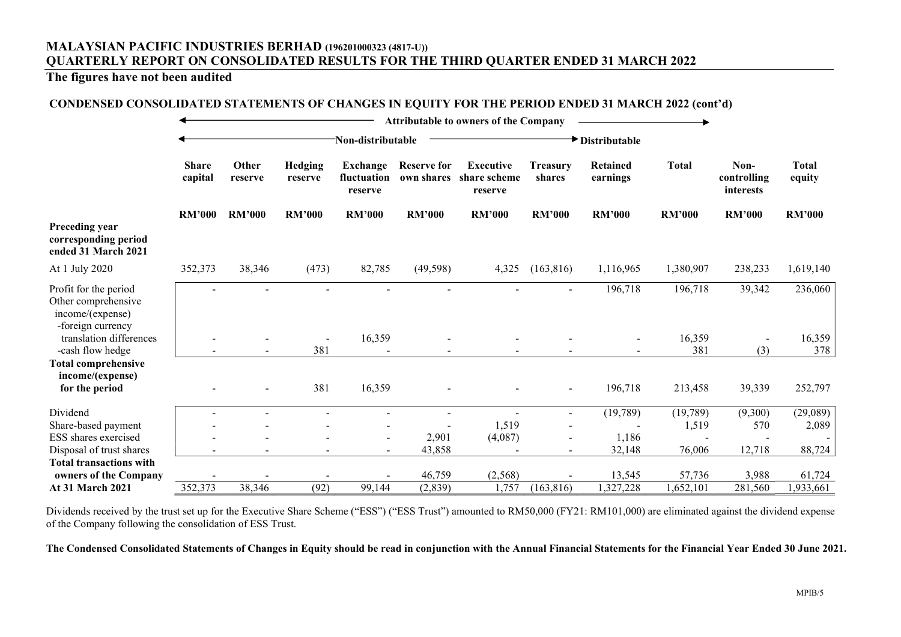# MALAYSIAN PACIFIC INDUSTRIES BERHAD (196201000323 (4817-U))
# QUARTERLY REPORT ON CONSOLIDATED RESULTS FOR THE THIRD QUARTER ENDED 31 MARCH 2022

**The figures have not been audited**

## CONDENSED CONSOLIDATED STATEMENTS OF CHANGES IN EQUITY FOR THE PERIOD ENDED 31 MARCH 2022 (cont'd)

| | Attributable to owners of the Company | | | | | | | | | | |
|---|---|---|---|---|---|---|---|---|---|---|---|
| | Non-distributable | | | | | | | Distributable | | | |
| | **Share capital** | **Other reserve** | **Hedging reserve** | **Exchange fluctuation reserve** | **Reserve for own shares** | **Executive share scheme reserve** | **Treasury shares** | **Retained earnings** | **Total** | **Non-controlling interests** | **Total equity** |
| | **RM'000** | **RM'000** | **RM'000** | **RM'000** | **RM'000** | **RM'000** | **RM'000** | **RM'000** | **RM'000** | **RM'000** | **RM'000** |
| **Preceding year corresponding period ended 31 March 2021** | | | | | | | | | | | |
| At 1 July 2020 | 352,373 | 38,346 | (473) | 82,785 | (49,598) | 4,325 | (163,816) | 1,116,965 | 1,380,907 | 238,233 | 1,619,140 |
| Profit for the period | - | - | - | - | - | - | - | 196,718 | 196,718 | 39,342 | 236,060 |
| Other comprehensive income/(expense) | | | | | | | | | | | |
| -foreign currency translation differences | - | - | - | 16,359 | - | - | - | - | 16,359 | - | 16,359 |
| -cash flow hedge | - | - | 381 | - | - | - | - | - | 381 | (3) | 378 |
| **Total comprehensive income/(expense) for the period** | - | - | 381 | 16,359 | - | - | - | 196,718 | 213,458 | 39,339 | 252,797 |
| Dividend | - | - | - | - | - | - | - | (19,789) | (19,789) | (9,300) | (29,089) |
| Share-based payment | - | - | - | - | - | 1,519 | - | - | 1,519 | 570 | 2,089 |
| ESS shares exercised | - | - | - | - | 2,901 | (4,087) | - | 1,186 | - | - | - |
| Disposal of trust shares | - | - | - | - | 43,858 | - | - | 32,148 | 76,006 | 12,718 | 88,724 |
| **Total transactions with owners of the Company** | - | - | - | - | 46,759 | (2,568) | - | 13,545 | 57,736 | 3,988 | 61,724 |
| **At 31 March 2021** | 352,373 | 38,346 | (92) | 99,144 | (2,839) | 1,757 | (163,816) | 1,327,228 | 1,652,101 | 281,560 | 1,933,661 |

Dividends received by the trust set up for the Executive Share Scheme ("ESS") ("ESS Trust") amounted to RM50,000 (FY21: RM101,000) are eliminated against the dividend expense of the Company following the consolidation of ESS Trust.

**The Condensed Consolidated Statements of Changes in Equity should be read in conjunction with the Annual Financial Statements for the Financial Year Ended 30 June 2021.**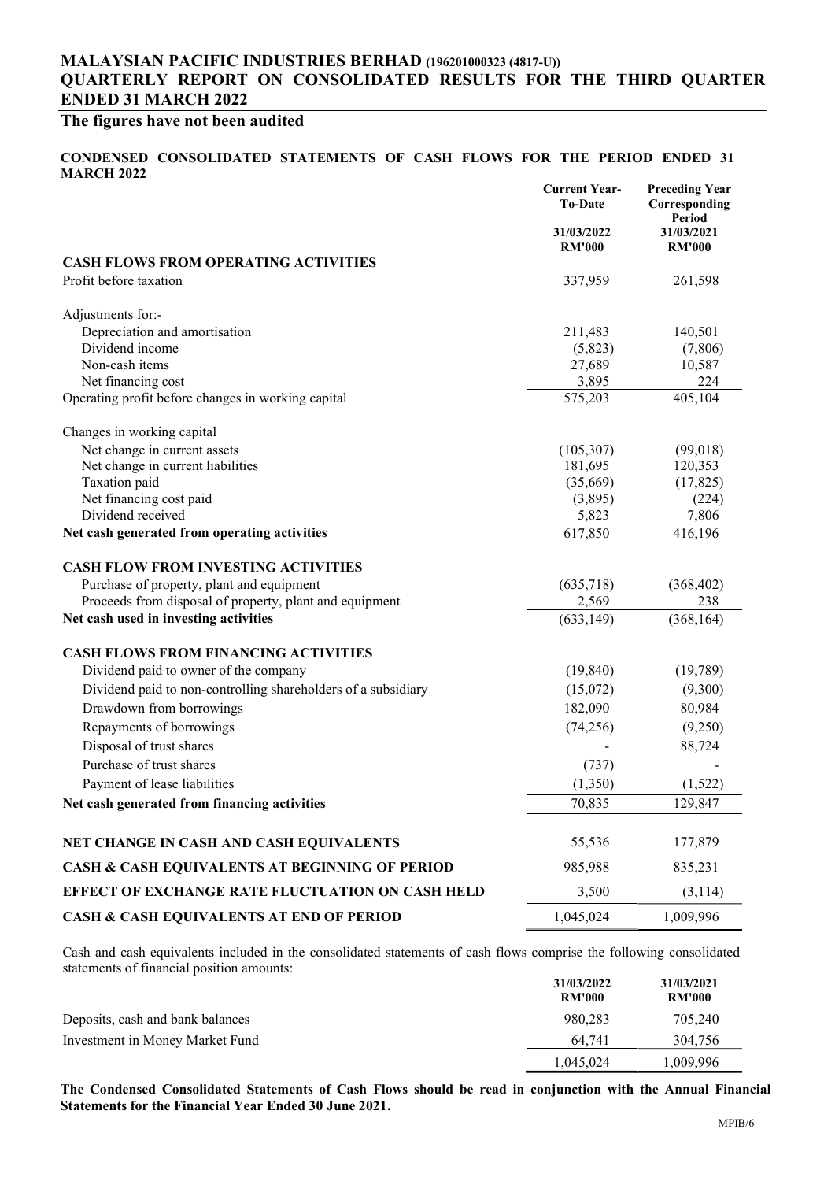# MALAYSIAN PACIFIC INDUSTRIES BERHAD (196201000323 (4817-U))

## QUARTERLY REPORT ON CONSOLIDATED RESULTS FOR THE THIRD QUARTER ENDED 31 MARCH 2022

### The figures have not been audited

**CONDENSED CONSOLIDATED STATEMENTS OF CASH FLOWS FOR THE PERIOD ENDED 31 MARCH 2022**

| | Current Year-To-Date | Preceding Year Corresponding Period |
|---|---|---|
| | 31/03/2022 | 31/03/2021 |
| | RM'000 | RM'000 |
| **CASH FLOWS FROM OPERATING ACTIVITIES** | | |
| Profit before taxation | 337,959 | 261,598 |
| Adjustments for:- | | |
| Depreciation and amortisation | 211,483 | 140,501 |
| Dividend income | (5,823) | (7,806) |
| Non-cash items | 27,689 | 10,587 |
| Net financing cost | 3,895 | 224 |
| Operating profit before changes in working capital | 575,203 | 405,104 |
| Changes in working capital | | |
| Net change in current assets | (105,307) | (99,018) |
| Net change in current liabilities | 181,695 | 120,353 |
| Taxation paid | (35,669) | (17,825) |
| Net financing cost paid | (3,895) | (224) |
| Dividend received | 5,823 | 7,806 |
| **Net cash generated from operating activities** | 617,850 | 416,196 |
| **CASH FLOW FROM INVESTING ACTIVITIES** | | |
| Purchase of property, plant and equipment | (635,718) | (368,402) |
| Proceeds from disposal of property, plant and equipment | 2,569 | 238 |
| **Net cash used in investing activities** | (633,149) | (368,164) |
| **CASH FLOWS FROM FINANCING ACTIVITIES** | | |
| Dividend paid to owner of the company | (19,840) | (19,789) |
| Dividend paid to non-controlling shareholders of a subsidiary | (15,072) | (9,300) |
| Drawdown from borrowings | 182,090 | 80,984 |
| Repayments of borrowings | (74,256) | (9,250) |
| Disposal of trust shares | - | 88,724 |
| Purchase of trust shares | (737) | - |
| Payment of lease liabilities | (1,350) | (1,522) |
| **Net cash generated from financing activities** | 70,835 | 129,847 |
| **NET CHANGE IN CASH AND CASH EQUIVALENTS** | 55,536 | 177,879 |
| **CASH & CASH EQUIVALENTS AT BEGINNING OF PERIOD** | 985,988 | 835,231 |
| **EFFECT OF EXCHANGE RATE FLUCTUATION ON CASH HELD** | 3,500 | (3,114) |
| **CASH & CASH EQUIVALENTS AT END OF PERIOD** | 1,045,024 | 1,009,996 |

Cash and cash equivalents included in the consolidated statements of cash flows comprise the following consolidated statements of financial position amounts:

| | 31/03/2022 RM'000 | 31/03/2021 RM'000 |
|---|---|---|
| Deposits, cash and bank balances | 980,283 | 705,240 |
| Investment in Money Market Fund | 64,741 | 304,756 |
| | 1,045,024 | 1,009,996 |

**The Condensed Consolidated Statements of Cash Flows should be read in conjunction with the Annual Financial Statements for the Financial Year Ended 30 June 2021.**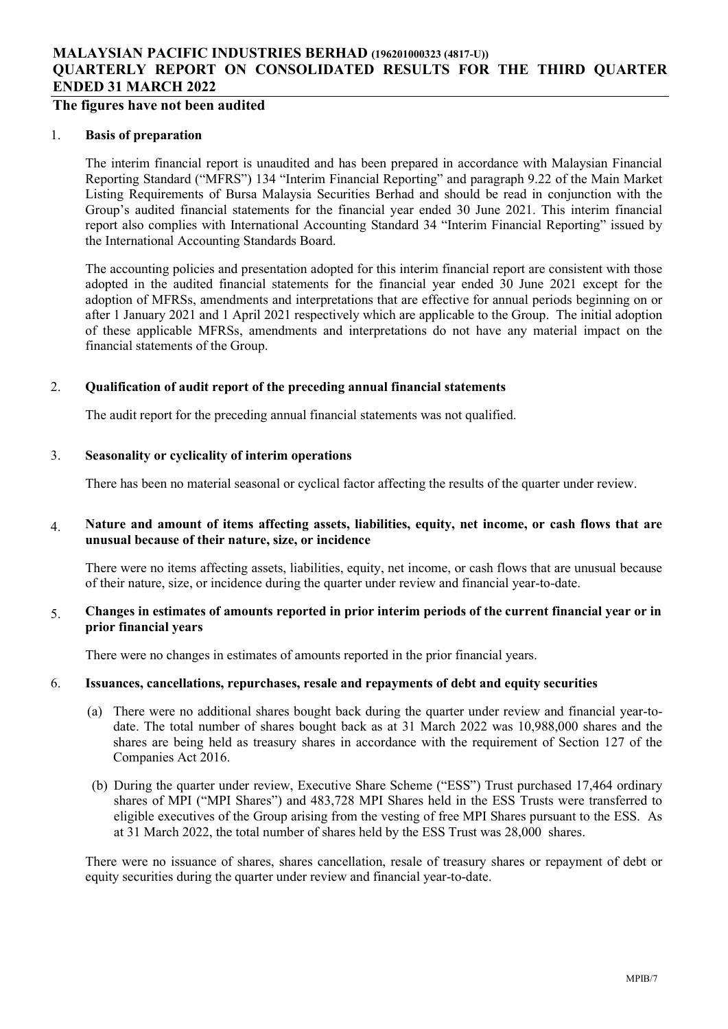# MALAYSIAN PACIFIC INDUSTRIES BERHAD (196201000323 (4817-U))
# QUARTERLY REPORT ON CONSOLIDATED RESULTS FOR THE THIRD QUARTER ENDED 31 MARCH 2022

**The figures have not been audited**

1. **Basis of preparation**

   The interim financial report is unaudited and has been prepared in accordance with Malaysian Financial Reporting Standard ("MFRS") 134 "Interim Financial Reporting" and paragraph 9.22 of the Main Market Listing Requirements of Bursa Malaysia Securities Berhad and should be read in conjunction with the Group's audited financial statements for the financial year ended 30 June 2021. This interim financial report also complies with International Accounting Standard 34 "Interim Financial Reporting" issued by the International Accounting Standards Board.

   The accounting policies and presentation adopted for this interim financial report are consistent with those adopted in the audited financial statements for the financial year ended 30 June 2021 except for the adoption of MFRSs, amendments and interpretations that are effective for annual periods beginning on or after 1 January 2021 and 1 April 2021 respectively which are applicable to the Group. The initial adoption of these applicable MFRSs, amendments and interpretations do not have any material impact on the financial statements of the Group.

2. **Qualification of audit report of the preceding annual financial statements**

   The audit report for the preceding annual financial statements was not qualified.

3. **Seasonality or cyclicality of interim operations**

   There has been no material seasonal or cyclical factor affecting the results of the quarter under review.

4. **Nature and amount of items affecting assets, liabilities, equity, net income, or cash flows that are unusual because of their nature, size, or incidence**

   There were no items affecting assets, liabilities, equity, net income, or cash flows that are unusual because of their nature, size, or incidence during the quarter under review and financial year-to-date.

5. **Changes in estimates of amounts reported in prior interim periods of the current financial year or in prior financial years**

   There were no changes in estimates of amounts reported in the prior financial years.

6. **Issuances, cancellations, repurchases, resale and repayments of debt and equity securities**

   (a) There were no additional shares bought back during the quarter under review and financial year-to-date. The total number of shares bought back as at 31 March 2022 was 10,988,000 shares and the shares are being held as treasury shares in accordance with the requirement of Section 127 of the Companies Act 2016.

   (b) During the quarter under review, Executive Share Scheme ("ESS") Trust purchased 17,464 ordinary shares of MPI ("MPI Shares") and 483,728 MPI Shares held in the ESS Trusts were transferred to eligible executives of the Group arising from the vesting of free MPI Shares pursuant to the ESS. As at 31 March 2022, the total number of shares held by the ESS Trust was 28,000 shares.

   There were no issuance of shares, shares cancellation, resale of treasury shares or repayment of debt or equity securities during the quarter under review and financial year-to-date.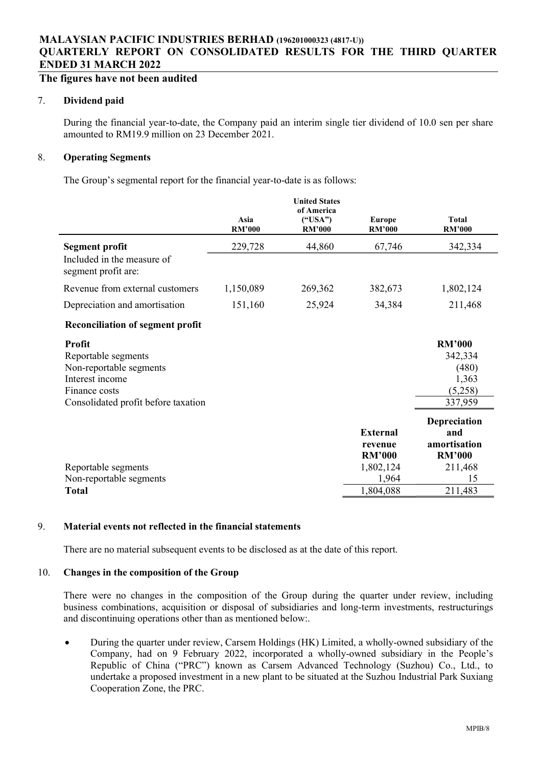# MALAYSIAN PACIFIC INDUSTRIES BERHAD (196201000323 (4817-U))
# QUARTERLY REPORT ON CONSOLIDATED RESULTS FOR THE THIRD QUARTER ENDED 31 MARCH 2022

**The figures have not been audited**

7. **Dividend paid**

During the financial year-to-date, the Company paid an interim single tier dividend of 10.0 sen per share amounted to RM19.9 million on 23 December 2021.

8. **Operating Segments**

The Group's segmental report for the financial year-to-date is as follows:

| | Asia RM'000 | United States of America ("USA") RM'000 | Europe RM'000 | Total RM'000 |
|---|---|---|---|---|
| **Segment profit** | 229,728 | 44,860 | 67,746 | 342,334 |
| Included in the measure of segment profit are: | | | | |
| Revenue from external customers | 1,150,089 | 269,362 | 382,673 | 1,802,124 |
| Depreciation and amortisation | 151,160 | 25,924 | 34,384 | 211,468 |

**Reconciliation of segment profit**

| **Profit** | **RM'000** |
|---|---|
| Reportable segments | 342,334 |
| Non-reportable segments | (480) |
| Interest income | 1,363 |
| Finance costs | (5,258) |
| Consolidated profit before taxation | 337,959 |

| | External revenue RM'000 | Depreciation and amortisation RM'000 |
|---|---|---|
| Reportable segments | 1,802,124 | 211,468 |
| Non-reportable segments | 1,964 | 15 |
| **Total** | 1,804,088 | 211,483 |

9. **Material events not reflected in the financial statements**

There are no material subsequent events to be disclosed as at the date of this report.

10. **Changes in the composition of the Group**

There were no changes in the composition of the Group during the quarter under review, including business combinations, acquisition or disposal of subsidiaries and long-term investments, restructurings and discontinuing operations other than as mentioned below:.

- During the quarter under review, Carsem Holdings (HK) Limited, a wholly-owned subsidiary of the Company, had on 9 February 2022, incorporated a wholly-owned subsidiary in the People's Republic of China ("PRC") known as Carsem Advanced Technology (Suzhou) Co., Ltd., to undertake a proposed investment in a new plant to be situated at the Suzhou Industrial Park Suxiang Cooperation Zone, the PRC.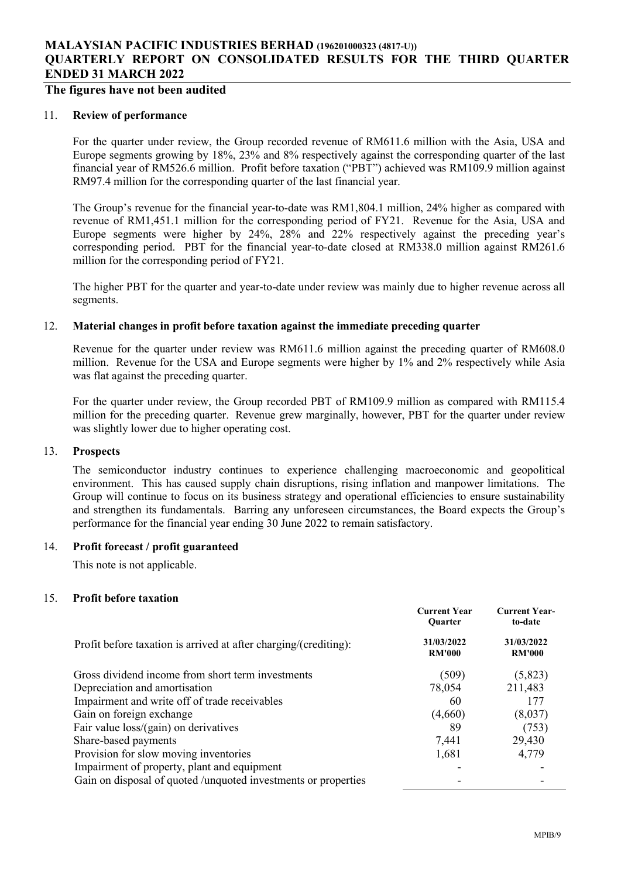# MALAYSIAN PACIFIC INDUSTRIES BERHAD (196201000323 (4817-U))
## QUARTERLY REPORT ON CONSOLIDATED RESULTS FOR THE THIRD QUARTER ENDED 31 MARCH 2022

**The figures have not been audited**

11. **Review of performance**

For the quarter under review, the Group recorded revenue of RM611.6 million with the Asia, USA and Europe segments growing by 18%, 23% and 8% respectively against the corresponding quarter of the last financial year of RM526.6 million. Profit before taxation ("PBT") achieved was RM109.9 million against RM97.4 million for the corresponding quarter of the last financial year.

The Group's revenue for the financial year-to-date was RM1,804.1 million, 24% higher as compared with revenue of RM1,451.1 million for the corresponding period of FY21. Revenue for the Asia, USA and Europe segments were higher by 24%, 28% and 22% respectively against the preceding year's corresponding period. PBT for the financial year-to-date closed at RM338.0 million against RM261.6 million for the corresponding period of FY21.

The higher PBT for the quarter and year-to-date under review was mainly due to higher revenue across all segments.

12. **Material changes in profit before taxation against the immediate preceding quarter**

Revenue for the quarter under review was RM611.6 million against the preceding quarter of RM608.0 million. Revenue for the USA and Europe segments were higher by 1% and 2% respectively while Asia was flat against the preceding quarter.

For the quarter under review, the Group recorded PBT of RM109.9 million as compared with RM115.4 million for the preceding quarter. Revenue grew marginally, however, PBT for the quarter under review was slightly lower due to higher operating cost.

13. **Prospects**

The semiconductor industry continues to experience challenging macroeconomic and geopolitical environment. This has caused supply chain disruptions, rising inflation and manpower limitations. The Group will continue to focus on its business strategy and operational efficiencies to ensure sustainability and strengthen its fundamentals. Barring any unforeseen circumstances, the Board expects the Group's performance for the financial year ending 30 June 2022 to remain satisfactory.

14. **Profit forecast / profit guaranteed**

This note is not applicable.

15. **Profit before taxation**

| | Current Year Quarter | Current Year-to-date |
|---|---|---|
| Profit before taxation is arrived at after charging/(crediting): | 31/03/2022 RM'000 | 31/03/2022 RM'000 |
| Gross dividend income from short term investments | (509) | (5,823) |
| Depreciation and amortisation | 78,054 | 211,483 |
| Impairment and write off of trade receivables | 60 | 177 |
| Gain on foreign exchange | (4,660) | (8,037) |
| Fair value loss/(gain) on derivatives | 89 | (753) |
| Share-based payments | 7,441 | 29,430 |
| Provision for slow moving inventories | 1,681 | 4,779 |
| Impairment of property, plant and equipment | - | - |
| Gain on disposal of quoted /unquoted investments or properties | - | - |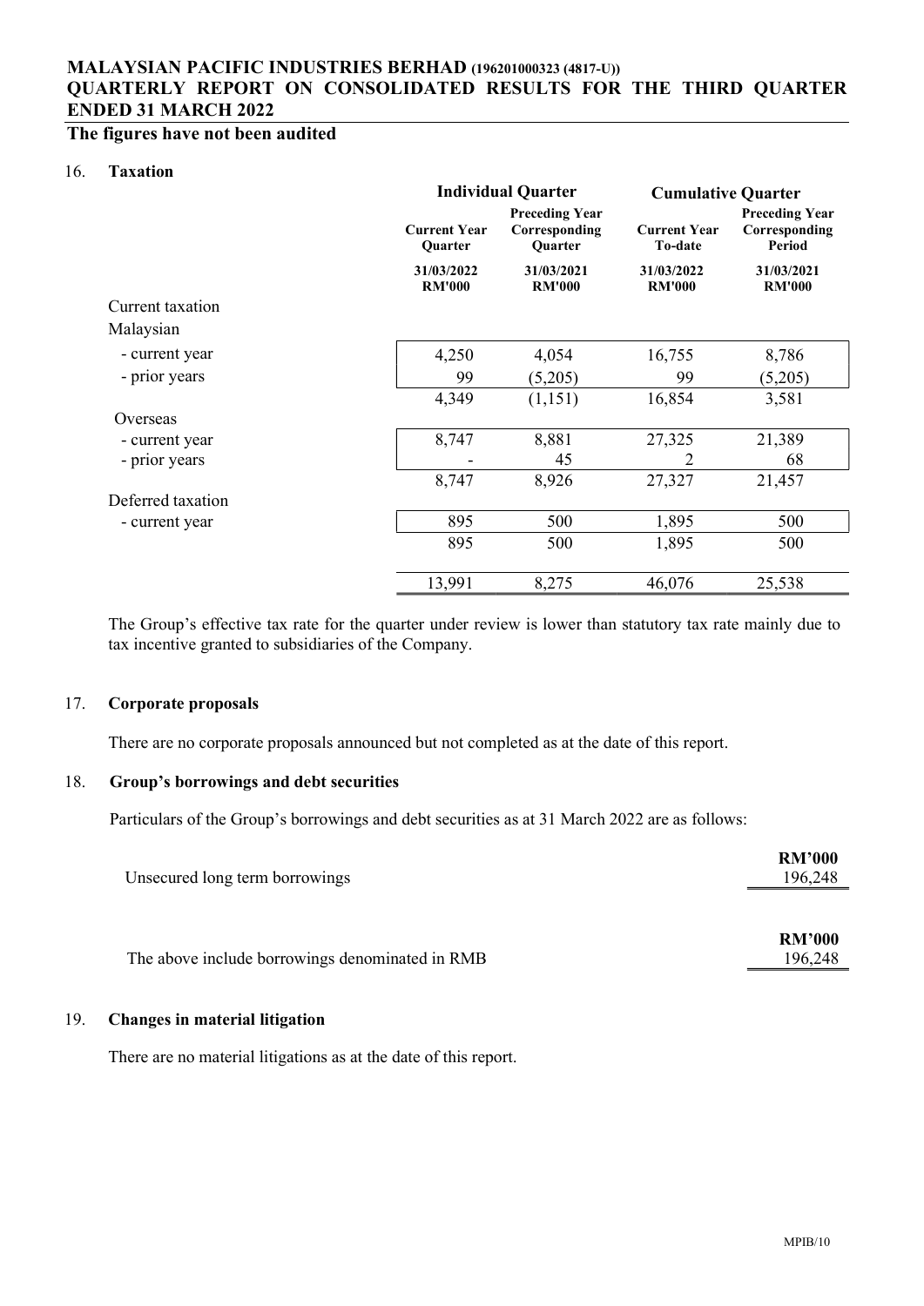**MALAYSIAN PACIFIC INDUSTRIES BERHAD (196201000323 (4817-U))**
**QUARTERLY REPORT ON CONSOLIDATED RESULTS FOR THE THIRD QUARTER ENDED 31 MARCH 2022**

**The figures have not been audited**

## 16. Taxation

| | Individual Quarter | | Cumulative Quarter | |
|---|---|---|---|---|
| | Current Year Quarter | Preceding Year Corresponding Quarter | Current Year To-date | Preceding Year Corresponding Period |
| | 31/03/2022 RM'000 | 31/03/2021 RM'000 | 31/03/2022 RM'000 | 31/03/2021 RM'000 |
| Current taxation | | | | |
| Malaysian | | | | |
| - current year | 4,250 | 4,054 | 16,755 | 8,786 |
| - prior years | 99 | (5,205) | 99 | (5,205) |
| | 4,349 | (1,151) | 16,854 | 3,581 |
| Overseas | | | | |
| - current year | 8,747 | 8,881 | 27,325 | 21,389 |
| - prior years | - | 45 | 2 | 68 |
| | 8,747 | 8,926 | 27,327 | 21,457 |
| Deferred taxation | | | | |
| - current year | 895 | 500 | 1,895 | 500 |
| | 895 | 500 | 1,895 | 500 |
| | 13,991 | 8,275 | 46,076 | 25,538 |

The Group's effective tax rate for the quarter under review is lower than statutory tax rate mainly due to tax incentive granted to subsidiaries of the Company.

## 17. Corporate proposals

There are no corporate proposals announced but not completed as at the date of this report.

## 18. Group's borrowings and debt securities

Particulars of the Group's borrowings and debt securities as at 31 March 2022 are as follows:

| | RM'000 |
|---|---|
| Unsecured long term borrowings | 196,248 |

| | RM'000 |
|---|---|
| The above include borrowings denominated in RMB | 196,248 |

## 19. Changes in material litigation

There are no material litigations as at the date of this report.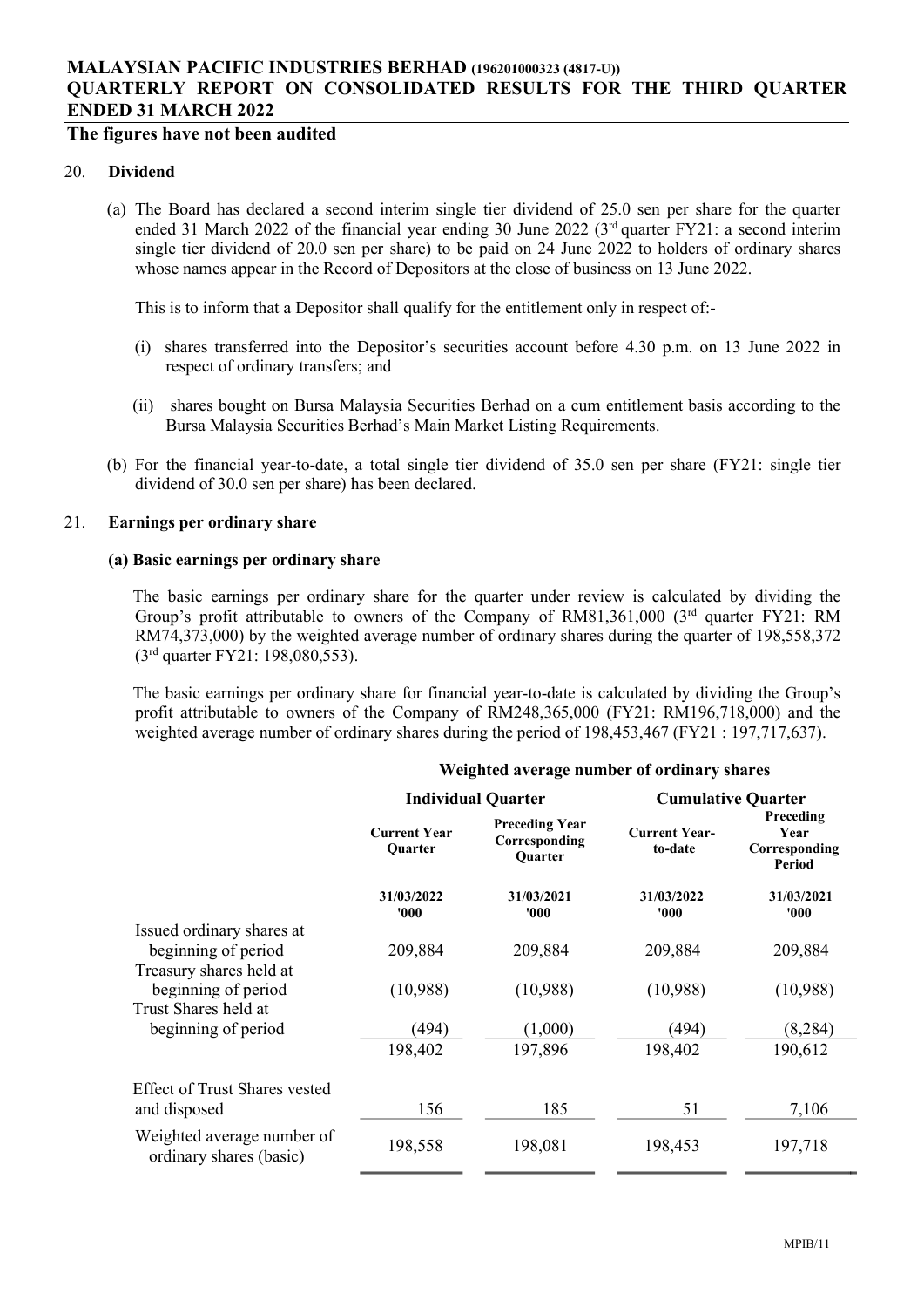## 20. Dividend

(a) The Board has declared a second interim single tier dividend of 25.0 sen per share for the quarter ended 31 March 2022 of the financial year ending 30 June 2022 (3rd quarter FY21: a second interim single tier dividend of 20.0 sen per share) to be paid on 24 June 2022 to holders of ordinary shares whose names appear in the Record of Depositors at the close of business on 13 June 2022.

This is to inform that a Depositor shall qualify for the entitlement only in respect of:-

(i) shares transferred into the Depositor's securities account before 4.30 p.m. on 13 June 2022 in respect of ordinary transfers; and

(ii) shares bought on Bursa Malaysia Securities Berhad on a cum entitlement basis according to the Bursa Malaysia Securities Berhad's Main Market Listing Requirements.

(b) For the financial year-to-date, a total single tier dividend of 35.0 sen per share (FY21: single tier dividend of 30.0 sen per share) has been declared.

## 21. Earnings per ordinary share

### (a) Basic earnings per ordinary share

The basic earnings per ordinary share for the quarter under review is calculated by dividing the Group's profit attributable to owners of the Company of RM81,361,000 (3rd quarter FY21: RM RM74,373,000) by the weighted average number of ordinary shares during the quarter of 198,558,372 (3rd quarter FY21: 198,080,553).

The basic earnings per ordinary share for financial year-to-date is calculated by dividing the Group's profit attributable to owners of the Company of RM248,365,000 (FY21: RM196,718,000) and the weighted average number of ordinary shares during the period of 198,453,467 (FY21 : 197,717,637).

**Weighted average number of ordinary shares**

| | Individual Quarter | | Cumulative Quarter | |
|---|---|---|---|---|
| | Current Year Quarter | Preceding Year Corresponding Quarter | Current Year-to-date | Preceding Year Corresponding Period |
| | 31/03/2022 '000 | 31/03/2021 '000 | 31/03/2022 '000 | 31/03/2021 '000 |
| Issued ordinary shares at beginning of period | 209,884 | 209,884 | 209,884 | 209,884 |
| Treasury shares held at beginning of period | (10,988) | (10,988) | (10,988) | (10,988) |
| Trust Shares held at beginning of period | (494) | (1,000) | (494) | (8,284) |
| | 198,402 | 197,896 | 198,402 | 190,612 |
| Effect of Trust Shares vested and disposed | 156 | 185 | 51 | 7,106 |
| Weighted average number of ordinary shares (basic) | 198,558 | 198,081 | 198,453 | 197,718 |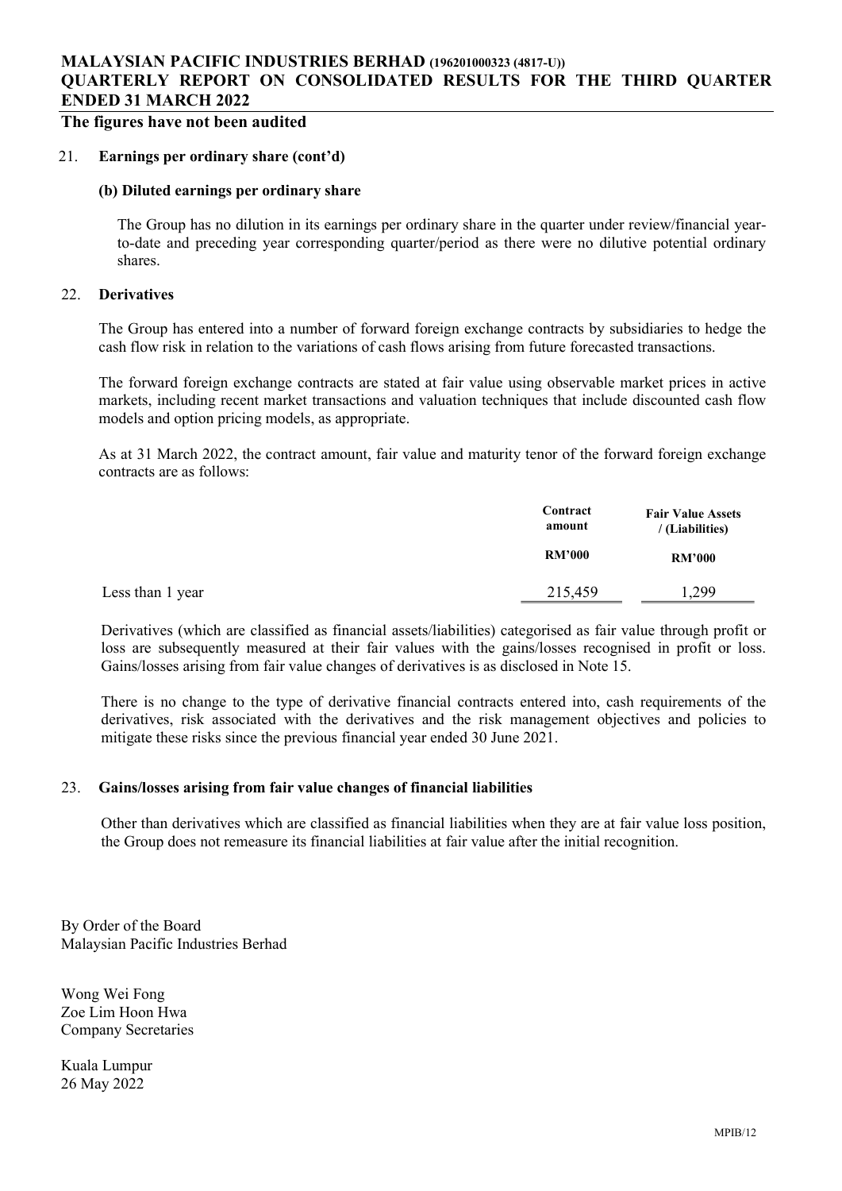21. **Earnings per ordinary share (cont'd)**

**(b) Diluted earnings per ordinary share**

The Group has no dilution in its earnings per ordinary share in the quarter under review/financial year-to-date and preceding year corresponding quarter/period as there were no dilutive potential ordinary shares.

22. **Derivatives**

The Group has entered into a number of forward foreign exchange contracts by subsidiaries to hedge the cash flow risk in relation to the variations of cash flows arising from future forecasted transactions.

The forward foreign exchange contracts are stated at fair value using observable market prices in active markets, including recent market transactions and valuation techniques that include discounted cash flow models and option pricing models, as appropriate.

As at 31 March 2022, the contract amount, fair value and maturity tenor of the forward foreign exchange contracts are as follows:

| | Contract amount | Fair Value Assets / (Liabilities) |
|---|---|---|
| | RM'000 | RM'000 |
| Less than 1 year | 215,459 | 1,299 |

Derivatives (which are classified as financial assets/liabilities) categorised as fair value through profit or loss are subsequently measured at their fair values with the gains/losses recognised in profit or loss. Gains/losses arising from fair value changes of derivatives is as disclosed in Note 15.

There is no change to the type of derivative financial contracts entered into, cash requirements of the derivatives, risk associated with the derivatives and the risk management objectives and policies to mitigate these risks since the previous financial year ended 30 June 2021.

23. **Gains/losses arising from fair value changes of financial liabilities**

Other than derivatives which are classified as financial liabilities when they are at fair value loss position, the Group does not remeasure its financial liabilities at fair value after the initial recognition.

By Order of the Board
Malaysian Pacific Industries Berhad

Wong Wei Fong
Zoe Lim Hoon Hwa
Company Secretaries

Kuala Lumpur
26 May 2022